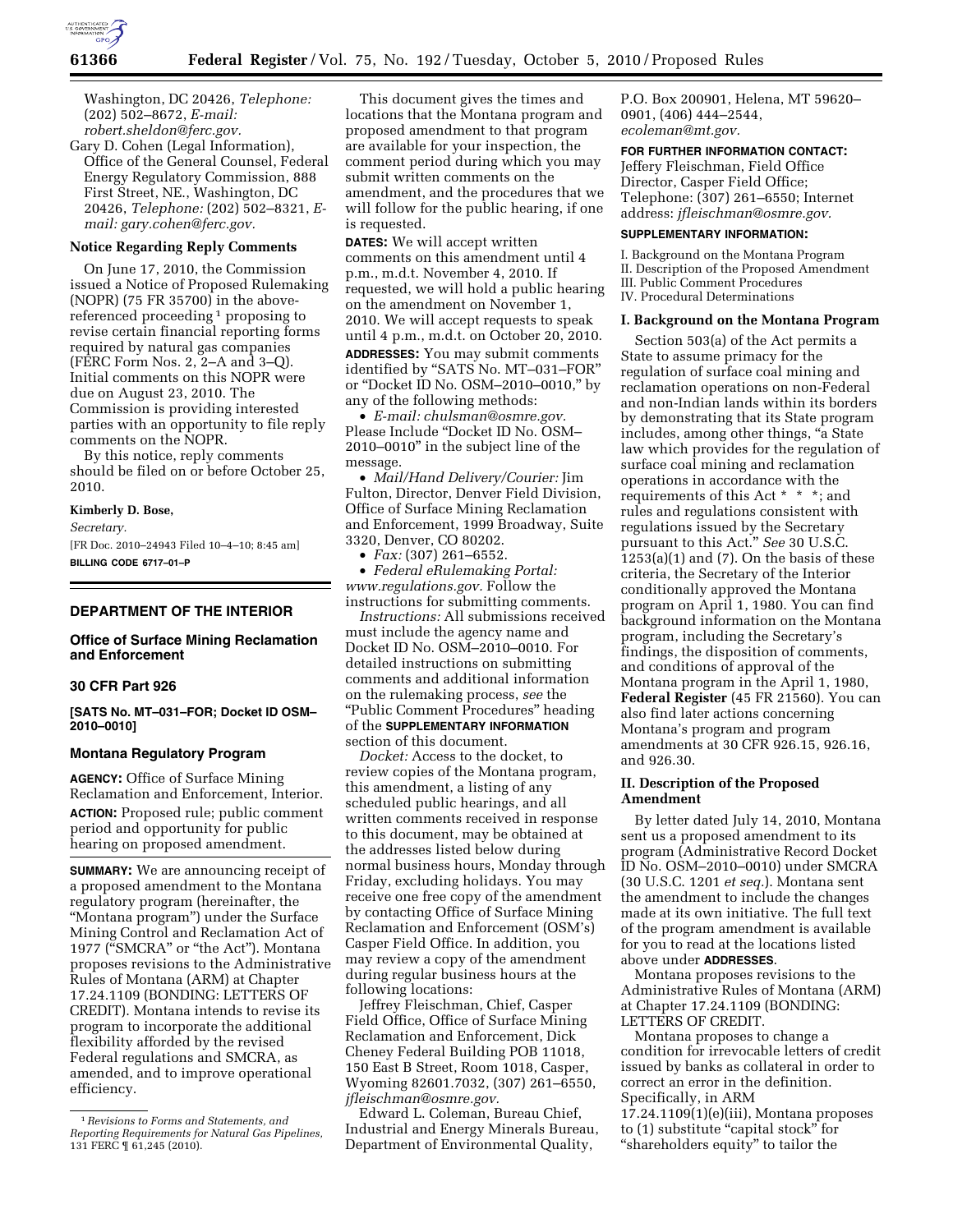Washington, DC 20426, *Telephone:* (202) 502–8672, *E-mail: robert.sheldon@ferc.gov.*

Gary D. Cohen (Legal Information), Office of the General Counsel, Federal Energy Regulatory Commission, 888 First Street, NE., Washington, DC 20426, *Telephone:* (202) 502–8321, *E-mail: gary.cohen@ferc.gov.*

**Notice Regarding Reply Comments**

On June 17, 2010, the Commission issued a Notice of Proposed Rulemaking (NOPR) (75 FR 35700) in the above-referenced proceeding [1] proposing to revise certain financial reporting forms required by natural gas companies (FERC Form Nos. 2, 2–A and 3–Q). Initial comments on this NOPR were due on August 23, 2010. The Commission is providing interested parties with an opportunity to file reply comments on the NOPR.

By this notice, reply comments should be filed on or before October 25, 2010.

**Kimberly D. Bose,**

*Secretary.*

[FR Doc. 2010–24943 Filed 10–4–10; 8:45 am]

**BILLING CODE 6717–01–P**

[1] *Revisions to Forms and Statements, and Reporting Requirements for Natural Gas Pipelines,* 131 FERC ¶ 61,245 (2010).

---

## DEPARTMENT OF THE INTERIOR

### Office of Surface Mining Reclamation and Enforcement

### 30 CFR Part 926

**[SATS No. MT–031–FOR; Docket ID OSM–2010–0010]**

### Montana Regulatory Program

**AGENCY:** Office of Surface Mining Reclamation and Enforcement, Interior.

**ACTION:** Proposed rule; public comment period and opportunity for public hearing on proposed amendment.

**SUMMARY:** We are announcing receipt of a proposed amendment to the Montana regulatory program (hereinafter, the "Montana program") under the Surface Mining Control and Reclamation Act of 1977 ("SMCRA" or "the Act"). Montana proposes revisions to the Administrative Rules of Montana (ARM) at Chapter 17.24.1109 (BONDING: LETTERS OF CREDIT). Montana intends to revise its program to incorporate the additional flexibility afforded by the revised Federal regulations and SMCRA, as amended, and to improve operational efficiency.

This document gives the times and locations that the Montana program and proposed amendment to that program are available for your inspection, the comment period during which you may submit written comments on the amendment, and the procedures that we will follow for the public hearing, if one is requested.

**DATES:** We will accept written comments on this amendment until 4 p.m., m.d.t. November 4, 2010. If requested, we will hold a public hearing on the amendment on November 1, 2010. We will accept requests to speak until 4 p.m., m.d.t. on October 20, 2010.

**ADDRESSES:** You may submit comments identified by "SATS No. MT–031–FOR" or "Docket ID No. OSM–2010–0010," by any of the following methods:

- *E-mail: chulsman@osmre.gov.* Please Include "Docket ID No. OSM–2010–0010" in the subject line of the message.
- *Mail/Hand Delivery/Courier:* Jim Fulton, Director, Denver Field Division, Office of Surface Mining Reclamation and Enforcement, 1999 Broadway, Suite 3320, Denver, CO 80202.
- *Fax:* (307) 261–6552.
- *Federal eRulemaking Portal: www.regulations.gov.* Follow the instructions for submitting comments.

*Instructions:* All submissions received must include the agency name and Docket ID No. OSM–2010–0010. For detailed instructions on submitting comments and additional information on the rulemaking process, *see* the "Public Comment Procedures" heading of the **SUPPLEMENTARY INFORMATION** section of this document.

*Docket:* Access to the docket, to review copies of the Montana program, this amendment, a listing of any scheduled public hearings, and all written comments received in response to this document, may be obtained at the addresses listed below during normal business hours, Monday through Friday, excluding holidays. You may receive one free copy of the amendment by contacting Office of Surface Mining Reclamation and Enforcement (OSM's) Casper Field Office. In addition, you may review a copy of the amendment during regular business hours at the following locations:

Jeffrey Fleischman, Chief, Casper Field Office, Office of Surface Mining Reclamation and Enforcement, Dick Cheney Federal Building POB 11018, 150 East B Street, Room 1018, Casper, Wyoming 82601.7032, (307) 261–6550, *jfleischman@osmre.gov.*

Edward L. Coleman, Bureau Chief, Industrial and Energy Minerals Bureau, Department of Environmental Quality, P.O. Box 200901, Helena, MT 59620–0901, (406) 444–2544, *ecoleman@mt.gov.*

**FOR FURTHER INFORMATION CONTACT:** Jeffery Fleischman, Field Office Director, Casper Field Office; Telephone: (307) 261–6550; Internet address: *jfleischman@osmre.gov.*

**SUPPLEMENTARY INFORMATION:**

I. Background on the Montana Program
II. Description of the Proposed Amendment
III. Public Comment Procedures
IV. Procedural Determinations

**I. Background on the Montana Program**

Section 503(a) of the Act permits a State to assume primacy for the regulation of surface coal mining and reclamation operations on non-Federal and non-Indian lands within its borders by demonstrating that its State program includes, among other things, "a State law which provides for the regulation of surface coal mining and reclamation operations in accordance with the requirements of this Act * * *; and rules and regulations consistent with regulations issued by the Secretary pursuant to this Act." *See* 30 U.S.C. 1253(a)(1) and (7). On the basis of these criteria, the Secretary of the Interior conditionally approved the Montana program on April 1, 1980. You can find background information on the Montana program, including the Secretary's findings, the disposition of comments, and conditions of approval of the Montana program in the April 1, 1980, **Federal Register** (45 FR 21560). You can also find later actions concerning Montana's program and program amendments at 30 CFR 926.15, 926.16, and 926.30.

**II. Description of the Proposed Amendment**

By letter dated July 14, 2010, Montana sent us a proposed amendment to its program (Administrative Record Docket ID No. OSM–2010–0010) under SMCRA (30 U.S.C. 1201 *et seq.*). Montana sent the amendment to include the changes made at its own initiative. The full text of the program amendment is available for you to read at the locations listed above under **ADDRESSES**.

Montana proposes revisions to the Administrative Rules of Montana (ARM) at Chapter 17.24.1109 (BONDING: LETTERS OF CREDIT.

Montana proposes to change a condition for irrevocable letters of credit issued by banks as collateral in order to correct an error in the definition. Specifically, in ARM 17.24.1109(1)(e)(iii), Montana proposes to (1) substitute "capital stock" for "shareholders equity" to tailor the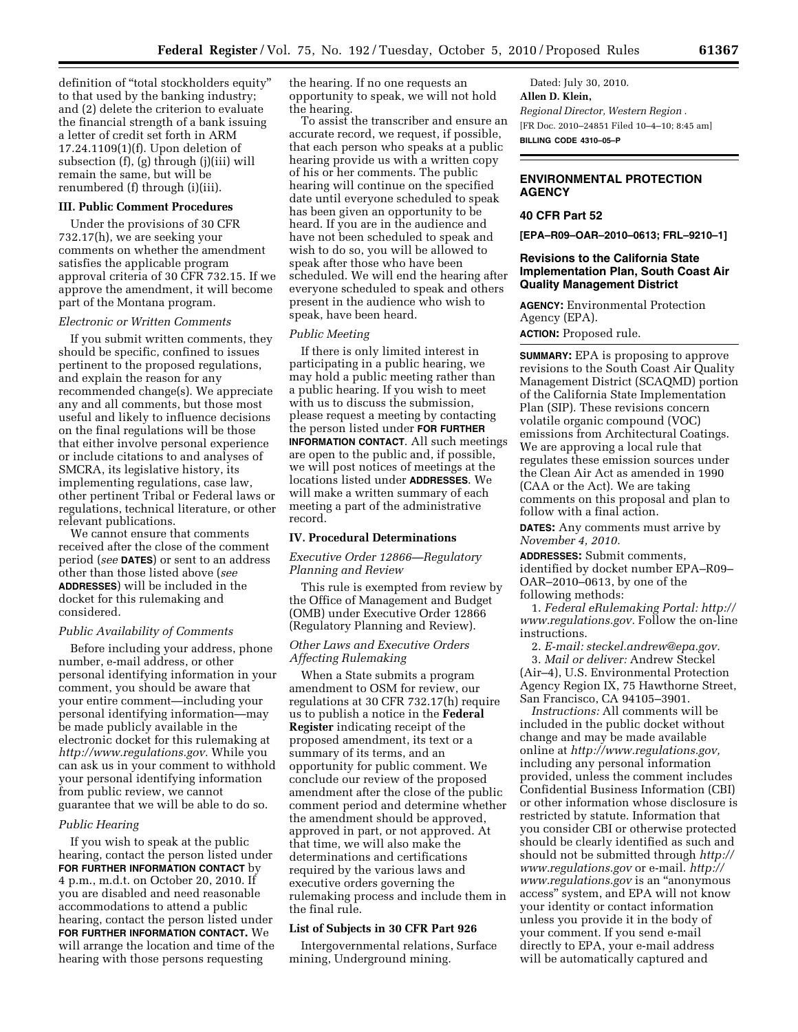definition of "total stockholders equity" to that used by the banking industry; and (2) delete the criterion to evaluate the financial strength of a bank issuing a letter of credit set forth in ARM 17.24.1109(1)(f). Upon deletion of subsection (f), (g) through (j)(iii) will remain the same, but will be renumbered (f) through (i)(iii).

### III. Public Comment Procedures

Under the provisions of 30 CFR 732.17(h), we are seeking your comments on whether the amendment satisfies the applicable program approval criteria of 30 CFR 732.15. If we approve the amendment, it will become part of the Montana program.

*Electronic or Written Comments*

If you submit written comments, they should be specific, confined to issues pertinent to the proposed regulations, and explain the reason for any recommended change(s). We appreciate any and all comments, but those most useful and likely to influence decisions on the final regulations will be those that either involve personal experience or include citations to and analyses of SMCRA, its legislative history, its implementing regulations, case law, other pertinent Tribal or Federal laws or regulations, technical literature, or other relevant publications.

We cannot ensure that comments received after the close of the comment period (*see* **DATES**) or sent to an address other than those listed above (*see* **ADDRESSES**) will be included in the docket for this rulemaking and considered.

*Public Availability of Comments*

Before including your address, phone number, e-mail address, or other personal identifying information in your comment, you should be aware that your entire comment—including your personal identifying information—may be made publicly available in the electronic docket for this rulemaking at *http://www.regulations.gov*. While you can ask us in your comment to withhold your personal identifying information from public review, we cannot guarantee that we will be able to do so.

*Public Hearing*

If you wish to speak at the public hearing, contact the person listed under **FOR FURTHER INFORMATION CONTACT** by 4 p.m., m.d.t. on October 20, 2010. If you are disabled and need reasonable accommodations to attend a public hearing, contact the person listed under **FOR FURTHER INFORMATION CONTACT.** We will arrange the location and time of the hearing with those persons requesting the hearing. If no one requests an opportunity to speak, we will not hold the hearing.

To assist the transcriber and ensure an accurate record, we request, if possible, that each person who speaks at a public hearing provide us with a written copy of his or her comments. The public hearing will continue on the specified date until everyone scheduled to speak has been given an opportunity to be heard. If you are in the audience and have not been scheduled to speak and wish to do so, you will be allowed to speak after those who have been scheduled. We will end the hearing after everyone scheduled to speak and others present in the audience who wish to speak, have been heard.

*Public Meeting*

If there is only limited interest in participating in a public hearing, we may hold a public meeting rather than a public hearing. If you wish to meet with us to discuss the submission, please request a meeting by contacting the person listed under **FOR FURTHER INFORMATION CONTACT**. All such meetings are open to the public and, if possible, we will post notices of meetings at the locations listed under **ADDRESSES**. We will make a written summary of each meeting a part of the administrative record.

### IV. Procedural Determinations

*Executive Order 12866—Regulatory Planning and Review*

This rule is exempted from review by the Office of Management and Budget (OMB) under Executive Order 12866 (Regulatory Planning and Review).

*Other Laws and Executive Orders Affecting Rulemaking*

When a State submits a program amendment to OSM for review, our regulations at 30 CFR 732.17(h) require us to publish a notice in the **Federal Register** indicating receipt of the proposed amendment, its text or a summary of its terms, and an opportunity for public comment. We conclude our review of the proposed amendment after the close of the public comment period and determine whether the amendment should be approved, approved in part, or not approved. At that time, we will also make the determinations and certifications required by the various laws and executive orders governing the rulemaking process and include them in the final rule.

### List of Subjects in 30 CFR Part 926

Intergovernmental relations, Surface mining, Underground mining.

Dated: July 30, 2010.

**Allen D. Klein,**

*Regional Director, Western Region .*

[FR Doc. 2010–24851 Filed 10–4–10; 8:45 am]

**BILLING CODE 4310–05–P**

---

## ENVIRONMENTAL PROTECTION AGENCY

### 40 CFR Part 52

**[EPA–R09–OAR–2010–0613; FRL–9210–1]**

### Revisions to the California State Implementation Plan, South Coast Air Quality Management District

**AGENCY:** Environmental Protection Agency (EPA).

**ACTION:** Proposed rule.

**SUMMARY:** EPA is proposing to approve revisions to the South Coast Air Quality Management District (SCAQMD) portion of the California State Implementation Plan (SIP). These revisions concern volatile organic compound (VOC) emissions from Architectural Coatings. We are approving a local rule that regulates these emission sources under the Clean Air Act as amended in 1990 (CAA or the Act). We are taking comments on this proposal and plan to follow with a final action.

**DATES:** Any comments must arrive by *November 4, 2010.*

**ADDRESSES:** Submit comments, identified by docket number EPA–R09–OAR–2010–0613, by one of the following methods:

1. *Federal eRulemaking Portal: http://www.regulations.gov.* Follow the on-line instructions.
2. *E-mail: steckel.andrew@epa.gov.*
3. *Mail or deliver:* Andrew Steckel (Air–4), U.S. Environmental Protection Agency Region IX, 75 Hawthorne Street, San Francisco, CA 94105–3901.

*Instructions:* All comments will be included in the public docket without change and may be made available online at *http://www.regulations.gov,* including any personal information provided, unless the comment includes Confidential Business Information (CBI) or other information whose disclosure is restricted by statute. Information that you consider CBI or otherwise protected should be clearly identified as such and should not be submitted through *http://www.regulations.gov* or e-mail. *http://www.regulations.gov* is an "anonymous access" system, and EPA will not know your identity or contact information unless you provide it in the body of your comment. If you send e-mail directly to EPA, your e-mail address will be automatically captured and